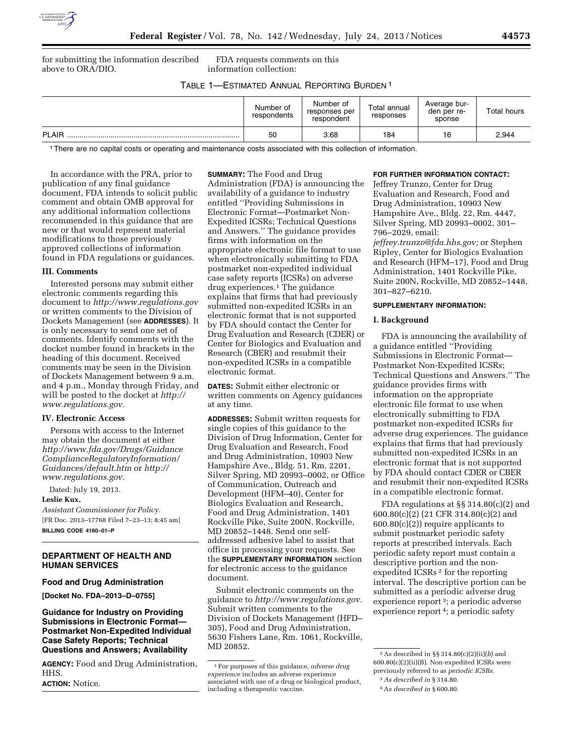for submitting the information described above to ORA/DIO.

FDA requests comments on this information collection:

TABLE 1—ESTIMATED ANNUAL REPORTING BURDEN [1]

| | Number of respondents | Number of responses per respondent | Total annual responses | Average burden per response | Total hours |
|---|---|---|---|---|---|
| PLAIR | 50 | 3.68 | 184 | 16 | 2,944 |

[1] There are no capital costs or operating and maintenance costs associated with this collection of information.

In accordance with the PRA, prior to publication of any final guidance document, FDA intends to solicit public comment and obtain OMB approval for any additional information collections recommended in this guidance that are new or that would represent material modifications to those previously approved collections of information found in FDA regulations or guidances.

### III. Comments

Interested persons may submit either electronic comments regarding this document to *http://www.regulations.gov* or written comments to the Division of Dockets Management (see **ADDRESSES**). It is only necessary to send one set of comments. Identify comments with the docket number found in brackets in the heading of this document. Received comments may be seen in the Division of Dockets Management between 9 a.m. and 4 p.m., Monday through Friday, and will be posted to the docket at *http://www.regulations.gov.*

### IV. Electronic Access

Persons with access to the Internet may obtain the document at either *http://www.fda.gov/Drugs/GuidanceComplianceRegulatoryInformation/Guidances/default.htm* or *http://www.regulations.gov.*

Dated: July 19, 2013.

**Leslie Kux,**

*Assistant Commissioner for Policy.*

[FR Doc. 2013–17768 Filed 7–23–13; 8:45 am]

**BILLING CODE 4160–01–P**

## DEPARTMENT OF HEALTH AND HUMAN SERVICES

### Food and Drug Administration

**[Docket No. FDA–2013–D–0755]**

### Guidance for Industry on Providing Submissions in Electronic Format—Postmarket Non-Expedited Individual Case Safety Reports; Technical Questions and Answers; Availability

**AGENCY:** Food and Drug Administration, HHS.

**ACTION:** Notice.

**SUMMARY:** The Food and Drug Administration (FDA) is announcing the availability of a guidance to industry entitled ''Providing Submissions in Electronic Format—Postmarket Non-Expedited ICSRs; Technical Questions and Answers.'' The guidance provides firms with information on the appropriate electronic file format to use when electronically submitting to FDA postmarket non-expedited individual case safety reports (ICSRs) on adverse drug experiences.[1] The guidance explains that firms that had previously submitted non-expedited ICSRs in an electronic format that is not supported by FDA should contact the Center for Drug Evaluation and Research (CDER) or Center for Biologics and Evaluation and Research (CBER) and resubmit their non-expedited ICSRs in a compatible electronic format.

**DATES:** Submit either electronic or written comments on Agency guidances at any time.

**ADDRESSES:** Submit written requests for single copies of this guidance to the Division of Drug Information, Center for Drug Evaluation and Research, Food and Drug Administration, 10903 New Hampshire Ave., Bldg. 51, Rm. 2201, Silver Spring, MD 20993–0002, or Office of Communication, Outreach and Development (HFM–40), Center for Biologics Evaluation and Research, Food and Drug Administration, 1401 Rockville Pike, Suite 200N, Rockville, MD 20852–1448. Send one self-addressed adhesive label to assist that office in processing your requests. See the **SUPPLEMENTARY INFORMATION** section for electronic access to the guidance document.

Submit electronic comments on the guidance to *http://www.regulations.gov*. Submit written comments to the Division of Dockets Management (HFD–305), Food and Drug Administration, 5630 Fishers Lane, Rm. 1061, Rockville, MD 20852.

[1] For purposes of this guidance, *adverse drug experience* includes an adverse experience associated with use of a drug or biological product, including a therapeutic vaccine.

**FOR FURTHER INFORMATION CONTACT:** Jeffrey Trunzo, Center for Drug Evaluation and Research, Food and Drug Administration, 10903 New Hampshire Ave., Bldg. 22, Rm. 4447, Silver Spring, MD 20993–0002, 301–796–2029, email: *jeffrey.trunzo@fda.hhs.gov;* or Stephen Ripley, Center for Biologics Evaluation and Research (HFM–17), Food and Drug Administration, 1401 Rockville Pike, Suite 200N, Rockville, MD 20852–1448, 301–827–6210.

**SUPPLEMENTARY INFORMATION:**

### I. Background

FDA is announcing the availability of a guidance entitled ''Providing Submissions in Electronic Format—Postmarket Non-Expedited ICSRs; Technical Questions and Answers.'' The guidance provides firms with information on the appropriate electronic file format to use when electronically submitting to FDA postmarket non-expedited ICSRs for adverse drug experiences. The guidance explains that firms that had previously submitted non-expedited ICSRs in an electronic format that is not supported by FDA should contact CDER or CBER and resubmit their non-expedited ICSRs in a compatible electronic format.

FDA regulations at §§ 314.80(c)(2) and 600.80(c)(2) (21 CFR 314.80(c)(2) and 600.80(c)(2)) require applicants to submit postmarket periodic safety reports at prescribed intervals. Each periodic safety report must contain a descriptive portion and the non-expedited ICSRs[2] for the reporting interval. The descriptive portion can be submitted as a periodic adverse drug experience report[3]; a periodic adverse experience report[4]; a periodic safety

[2] As described in §§ 314.80(c)(2)(ii)(*b*) and 600.80(c)(2)(ii)(B). Non-expedited ICSRs were previously referred to as *periodic ICSRs*.

[3] *As described in* § 314.80.

[4] A*s described in* § 600.80.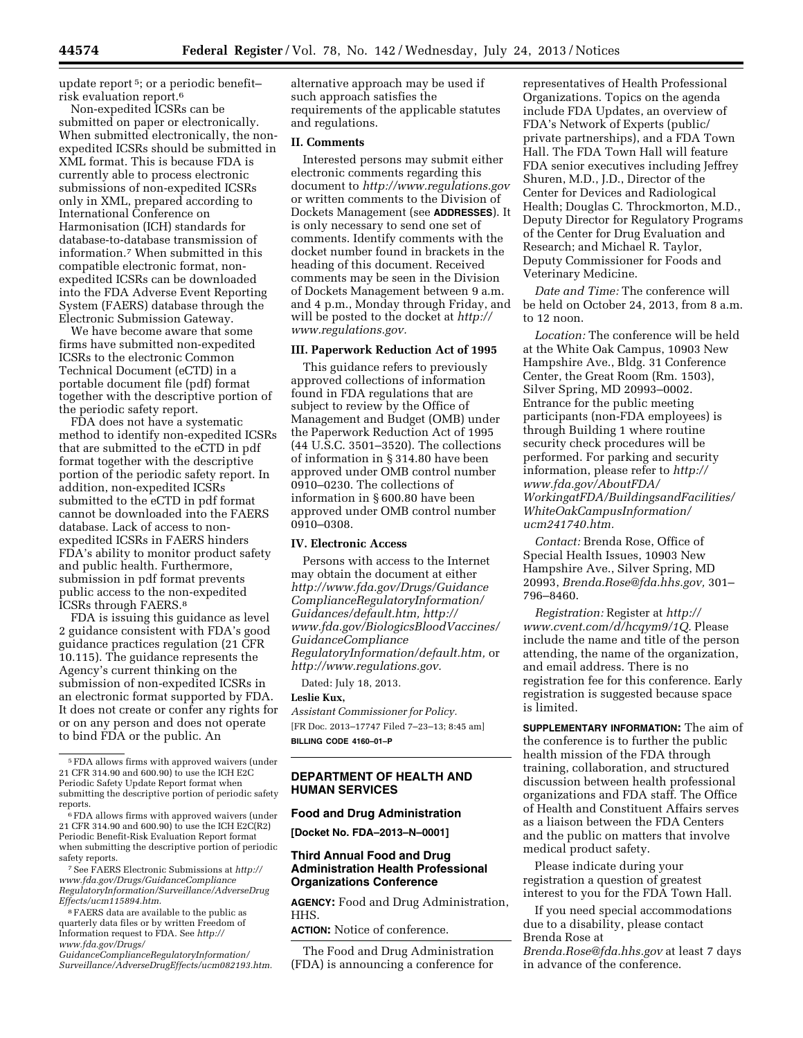update report [5]; or a periodic benefit–risk evaluation report.[6]

Non-expedited ICSRs can be submitted on paper or electronically. When submitted electronically, the non-expedited ICSRs should be submitted in XML format. This is because FDA is currently able to process electronic submissions of non-expedited ICSRs only in XML, prepared according to International Conference on Harmonisation (ICH) standards for database-to-database transmission of information.[7] When submitted in this compatible electronic format, non-expedited ICSRs can be downloaded into the FDA Adverse Event Reporting System (FAERS) database through the Electronic Submission Gateway.

We have become aware that some firms have submitted non-expedited ICSRs to the electronic Common Technical Document (eCTD) in a portable document file (pdf) format together with the descriptive portion of the periodic safety report.

FDA does not have a systematic method to identify non-expedited ICSRs that are submitted to the eCTD in pdf format together with the descriptive portion of the periodic safety report. In addition, non-expedited ICSRs submitted to the eCTD in pdf format cannot be downloaded into the FAERS database. Lack of access to non-expedited ICSRs in FAERS hinders FDA's ability to monitor product safety and public health. Furthermore, submission in pdf format prevents public access to the non-expedited ICSRs through FAERS.[8]

FDA is issuing this guidance as level 2 guidance consistent with FDA's good guidance practices regulation (21 CFR 10.115). The guidance represents the Agency's current thinking on the submission of non-expedited ICSRs in an electronic format supported by FDA. It does not create or confer any rights for or on any person and does not operate to bind FDA or the public. An alternative approach may be used if such approach satisfies the requirements of the applicable statutes and regulations.

## II. Comments

Interested persons may submit either electronic comments regarding this document to *http://www.regulations.gov* or written comments to the Division of Dockets Management (see **ADDRESSES**). It is only necessary to send one set of comments. Identify comments with the docket number found in brackets in the heading of this document. Received comments may be seen in the Division of Dockets Management between 9 a.m. and 4 p.m., Monday through Friday, and will be posted to the docket at *http://www.regulations.gov.*

## III. Paperwork Reduction Act of 1995

This guidance refers to previously approved collections of information found in FDA regulations that are subject to review by the Office of Management and Budget (OMB) under the Paperwork Reduction Act of 1995 (44 U.S.C. 3501–3520). The collections of information in § 314.80 have been approved under OMB control number 0910–0230. The collections of information in § 600.80 have been approved under OMB control number 0910–0308.

## IV. Electronic Access

Persons with access to the Internet may obtain the document at either *http://www.fda.gov/Drugs/GuidanceComplianceRegulatoryInformation/Guidances/default.htm, http://www.fda.gov/BiologicsBloodVaccines/GuidanceComplianceRegulatoryInformation/default.htm,* or *http://www.regulations.gov.*

Dated: July 18, 2013.

**Leslie Kux,**

*Assistant Commissioner for Policy.*

[FR Doc. 2013–17747 Filed 7–23–13; 8:45 am]

**BILLING CODE 4160–01–P**

[5] FDA allows firms with approved waivers (under 21 CFR 314.90 and 600.90) to use the ICH E2C Periodic Safety Update Report format when submitting the descriptive portion of periodic safety reports.

[6] FDA allows firms with approved waivers (under 21 CFR 314.90 and 600.90) to use the ICH E2C(R2) Periodic Benefit-Risk Evaluation Report format when submitting the descriptive portion of periodic safety reports.

[7] See FAERS Electronic Submissions at *http://www.fda.gov/Drugs/GuidanceComplianceRegulatoryInformation/Surveillance/AdverseDrugEffects/ucm115894.htm.*

[8] FAERS data are available to the public as quarterly data files or by written Freedom of Information request to FDA. See *http://www.fda.gov/Drugs/GuidanceComplianceRegulatoryInformation/Surveillance/AdverseDrugEffects/ucm082193.htm.*

---

# DEPARTMENT OF HEALTH AND HUMAN SERVICES

## Food and Drug Administration

**[Docket No. FDA–2013–N–0001]**

## Third Annual Food and Drug Administration Health Professional Organizations Conference

**AGENCY:** Food and Drug Administration, HHS.

**ACTION:** Notice of conference.

The Food and Drug Administration (FDA) is announcing a conference for representatives of Health Professional Organizations. Topics on the agenda include FDA Updates, an overview of FDA's Network of Experts (public/private partnerships), and a FDA Town Hall. The FDA Town Hall will feature FDA senior executives including Jeffrey Shuren, M.D., J.D., Director of the Center for Devices and Radiological Health; Douglas C. Throckmorton, M.D., Deputy Director for Regulatory Programs of the Center for Drug Evaluation and Research; and Michael R. Taylor, Deputy Commissioner for Foods and Veterinary Medicine.

*Date and Time:* The conference will be held on October 24, 2013, from 8 a.m. to 12 noon.

*Location:* The conference will be held at the White Oak Campus, 10903 New Hampshire Ave., Bldg. 31 Conference Center, the Great Room (Rm. 1503), Silver Spring, MD 20993–0002. Entrance for the public meeting participants (non-FDA employees) is through Building 1 where routine security check procedures will be performed. For parking and security information, please refer to *http://www.fda.gov/AboutFDA/WorkingatFDA/BuildingsandFacilities/WhiteOakCampusInformation/ucm241740.htm.*

*Contact:* Brenda Rose, Office of Special Health Issues, 10903 New Hampshire Ave., Silver Spring, MD 20993, *Brenda.Rose@fda.hhs.gov,* 301–796–8460.

*Registration:* Register at *http://www.cvent.com/d/hcqym9/1Q.* Please include the name and title of the person attending, the name of the organization, and email address. There is no registration fee for this conference. Early registration is suggested because space is limited.

**SUPPLEMENTARY INFORMATION:** The aim of the conference is to further the public health mission of the FDA through training, collaboration, and structured discussion between health professional organizations and FDA staff. The Office of Health and Constituent Affairs serves as a liaison between the FDA Centers and the public on matters that involve medical product safety.

Please indicate during your registration a question of greatest interest to you for the FDA Town Hall.

If you need special accommodations due to a disability, please contact Brenda Rose at *Brenda.Rose@fda.hhs.gov* at least 7 days in advance of the conference.